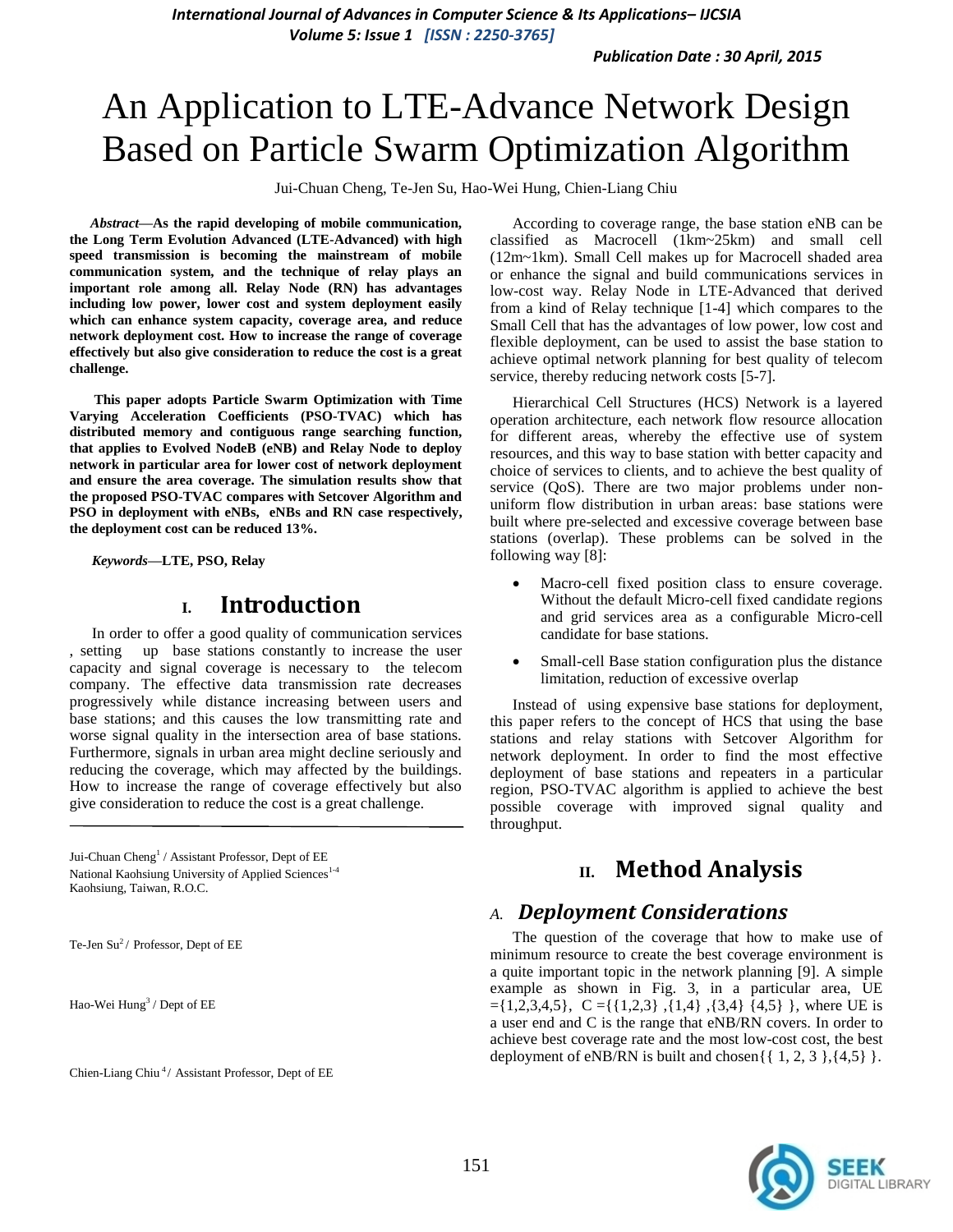# An Application to LTE-Advance Network Design Based on Particle Swarm Optimization Algorithm

Jui-Chuan Cheng, Te-Jen Su, Hao-Wei Hung, Chien-Liang Chiu

***Abstract*—As the rapid developing of mobile communication, the Long Term Evolution Advanced (LTE-Advanced) with high speed transmission is becoming the mainstream of mobile communication system, and the technique of relay plays an important role among all. Relay Node (RN) has advantages including low power, lower cost and system deployment easily which can enhance system capacity, coverage area, and reduce network deployment cost. How to increase the range of coverage effectively but also give consideration to reduce the cost is a great challenge.**

**This paper adopts Particle Swarm Optimization with Time Varying Acceleration Coefficients (PSO-TVAC) which has distributed memory and contiguous range searching function, that applies to Evolved NodeB (eNB) and Relay Node to deploy network in particular area for lower cost of network deployment and ensure the area coverage. The simulation results show that the proposed PSO-TVAC compares with Setcover Algorithm and PSO in deployment with eNBs, eNBs and RN case respectively, the deployment cost can be reduced 13%.**

***Keywords*—LTE, PSO, Relay**

## I. Introduction

In order to offer a good quality of communication services , setting up base stations constantly to increase the user capacity and signal coverage is necessary to the telecom company. The effective data transmission rate decreases progressively while distance increasing between users and base stations; and this causes the low transmitting rate and worse signal quality in the intersection area of base stations. Furthermore, signals in urban area might decline seriously and reducing the coverage, which may affected by the buildings. How to increase the range of coverage effectively but also give consideration to reduce the cost is a great challenge.

Jui-Chuan Cheng[1] / Assistant Professor, Dept of EE
National Kaohsiung University of Applied Sciences[1-4]
Kaohsiung, Taiwan, R.O.C.

Te-Jen Su[2] / Professor, Dept of EE

Hao-Wei Hung[3] / Dept of EE

Chien-Liang Chiu[4] / Assistant Professor, Dept of EE

According to coverage range, the base station eNB can be classified as Macrocell (1km~25km) and small cell (12m~1km). Small Cell makes up for Macrocell shaded area or enhance the signal and build communications services in low-cost way. Relay Node in LTE-Advanced that derived from a kind of Relay technique [1-4] which compares to the Small Cell that has the advantages of low power, low cost and flexible deployment, can be used to assist the base station to achieve optimal network planning for best quality of telecom service, thereby reducing network costs [5-7].

Hierarchical Cell Structures (HCS) Network is a layered operation architecture, each network flow resource allocation for different areas, whereby the effective use of system resources, and this way to base station with better capacity and choice of services to clients, and to achieve the best quality of service (QoS). There are two major problems under non-uniform flow distribution in urban areas: base stations were built where pre-selected and excessive coverage between base stations (overlap). These problems can be solved in the following way [8]:

- Macro-cell fixed position class to ensure coverage. Without the default Micro-cell fixed candidate regions and grid services area as a configurable Micro-cell candidate for base stations.
- Small-cell Base station configuration plus the distance limitation, reduction of excessive overlap

Instead of using expensive base stations for deployment, this paper refers to the concept of HCS that using the base stations and relay stations with Setcover Algorithm for network deployment. In order to find the most effective deployment of base stations and repeaters in a particular region, PSO-TVAC algorithm is applied to achieve the best possible coverage with improved signal quality and throughput.

## II. Method Analysis

### *A. Deployment Considerations*

The question of the coverage that how to make use of minimum resource to create the best coverage environment is a quite important topic in the network planning [9]. A simple example as shown in Fig. 3, in a particular area, UE ={1,2,3,4,5}, C ={{1,2,3} ,{1,4} ,{3,4} {4,5} }, where UE is a user end and C is the range that eNB/RN covers. In order to achieve best coverage rate and the most low-cost cost, the best deployment of eNB/RN is built and chosen{{ 1, 2, 3 },{4,5} }.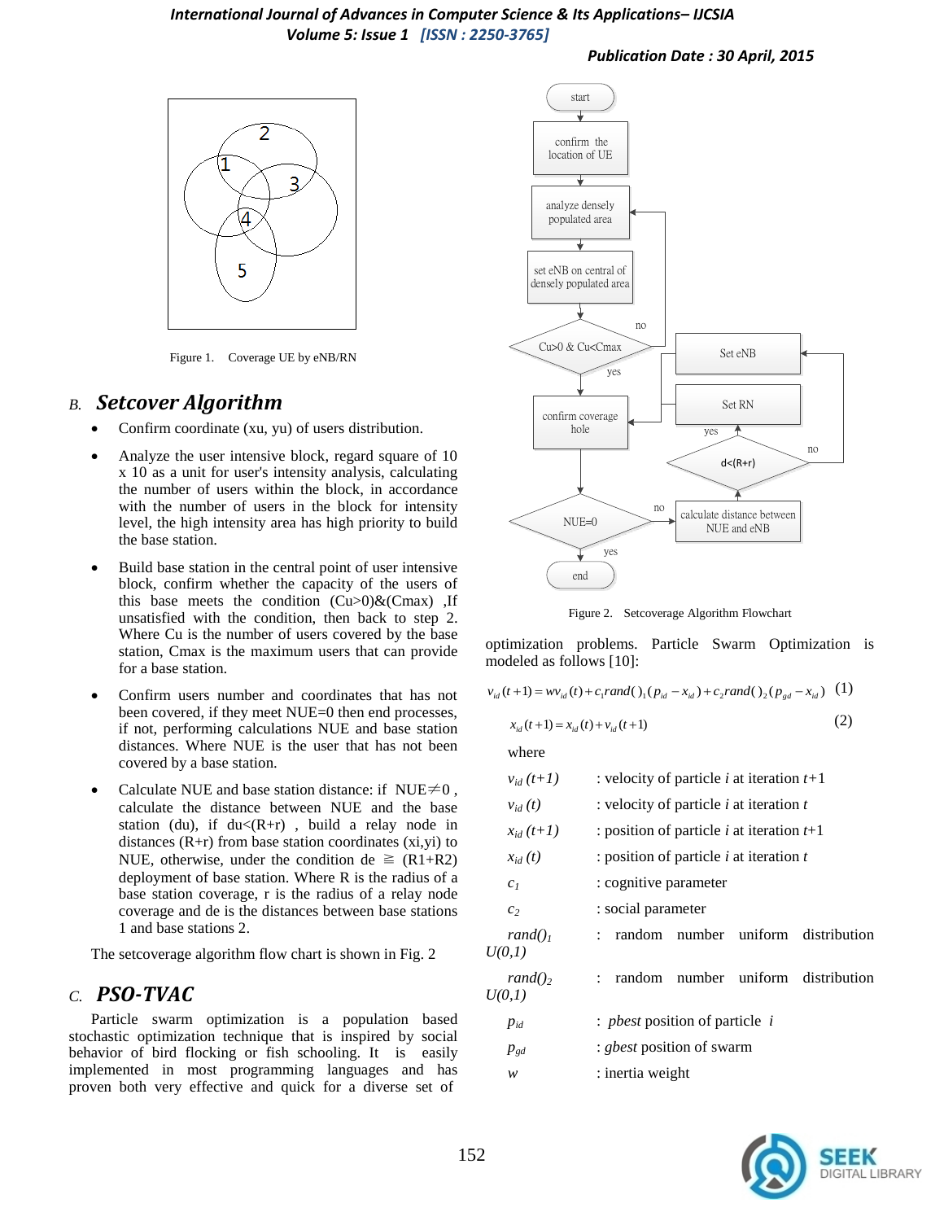Figure 1. Coverage UE by eNB/RN

## B. *Setcover Algorithm*

- Confirm coordinate (xu, yu) of users distribution.
- Analyze the user intensive block, regard square of 10 x 10 as a unit for user's intensity analysis, calculating the number of users within the block, in accordance with the number of users in the block for intensity level, the high intensity area has high priority to build the base station.
- Build base station in the central point of user intensive block, confirm whether the capacity of the users of this base meets the condition (Cu>0)&(Cmax) ,If unsatisfied with the condition, then back to step 2. Where Cu is the number of users covered by the base station, Cmax is the maximum users that can provide for a base station.
- Confirm users number and coordinates that has not been covered, if they meet NUE=0 then end processes, if not, performing calculations NUE and base station distances. Where NUE is the user that has not been covered by a base station.
- Calculate NUE and base station distance: if NUE≠0 , calculate the distance between NUE and the base station (du), if du<(R+r) , build a relay node in distances (R+r) from base station coordinates (xi,yi) to NUE, otherwise, under the condition de ≧ (R1+R2) deployment of base station. Where R is the radius of a base station coverage, r is the radius of a relay node coverage and de is the distances between base stations 1 and base stations 2.

The setcoverage algorithm flow chart is shown in Fig. 2

## C. *PSO-TVAC*

Particle swarm optimization is a population based stochastic optimization technique that is inspired by social behavior of bird flocking or fish schooling. It is easily implemented in most programming languages and has proven both very effective and quick for a diverse set of optimization problems. Particle Swarm Optimization is modeled as follows [10]:

Figure 2. Setcoverage Algorithm Flowchart

$$v_{id}(t+1) = wv_{id}(t) + c_1 rand()_1 (p_{id} - x_{id}) + c_2 rand()_2 (p_{gd} - x_{id}) \quad (1)$$

$$x_{id}(t+1) = x_{id}(t) + v_{id}(t+1) \quad (2)$$

where

| | |
|---|---|
| $v_{id}(t+1)$ | : velocity of particle *i* at iteration *t*+1 |
| $v_{id}(t)$ | : velocity of particle *i* at iteration *t* |
| $x_{id}(t+1)$ | : position of particle *i* at iteration *t*+1 |
| $x_{id}(t)$ | : position of particle *i* at iteration *t* |
| $c_1$ | : cognitive parameter |
| $c_2$ | : social parameter |
| $rand()_1$ | : random number uniform distribution $U(0,1)$ |
| $rand()_2$ | : random number uniform distribution $U(0,1)$ |
| $p_{id}$ | : *pbest* position of particle *i* |
| $p_{gd}$ | : *gbest* position of swarm |
| $w$ | : inertia weight |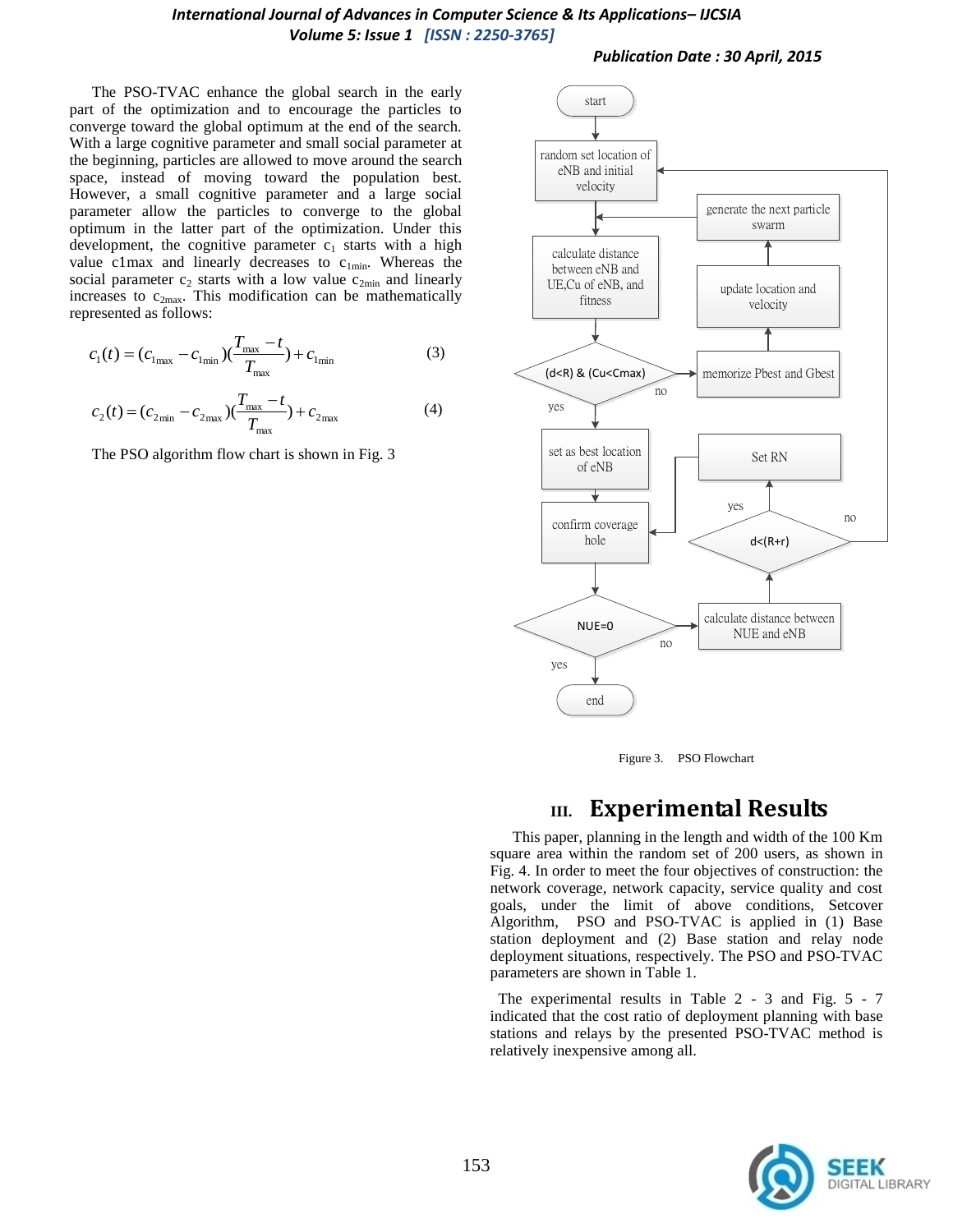The PSO-TVAC enhance the global search in the early part of the optimization and to encourage the particles to converge toward the global optimum at the end of the search. With a large cognitive parameter and small social parameter at the beginning, particles are allowed to move around the search space, instead of moving toward the population best. However, a small cognitive parameter and a large social parameter allow the particles to converge to the global optimum in the latter part of the optimization. Under this development, the cognitive parameter $c_1$ starts with a high value c1max and linearly decreases to $c_{1min}$. Whereas the social parameter $c_2$ starts with a low value $c_{2min}$ and linearly increases to $c_{2max}$. This modification can be mathematically represented as follows:

$$c_1(t) = (c_{1\max} - c_{1\min})(\frac{T_{\max} - t}{T_{\max}}) + c_{1\min} \tag{3}$$

$$c_2(t) = (c_{2\min} - c_{2\max})(\frac{T_{\max} - t}{T_{\max}}) + c_{2\max} \tag{4}$$

The PSO algorithm flow chart is shown in Fig. 3

Figure 3. PSO Flowchart

# III. Experimental Results

This paper, planning in the length and width of the 100 Km square area within the random set of 200 users, as shown in Fig. 4. In order to meet the four objectives of construction: the network coverage, network capacity, service quality and cost goals, under the limit of above conditions, Setcover Algorithm, PSO and PSO-TVAC is applied in (1) Base station deployment and (2) Base station and relay node deployment situations, respectively. The PSO and PSO-TVAC parameters are shown in Table 1.

The experimental results in Table 2 - 3 and Fig. 5 - 7 indicated that the cost ratio of deployment planning with base stations and relays by the presented PSO-TVAC method is relatively inexpensive among all.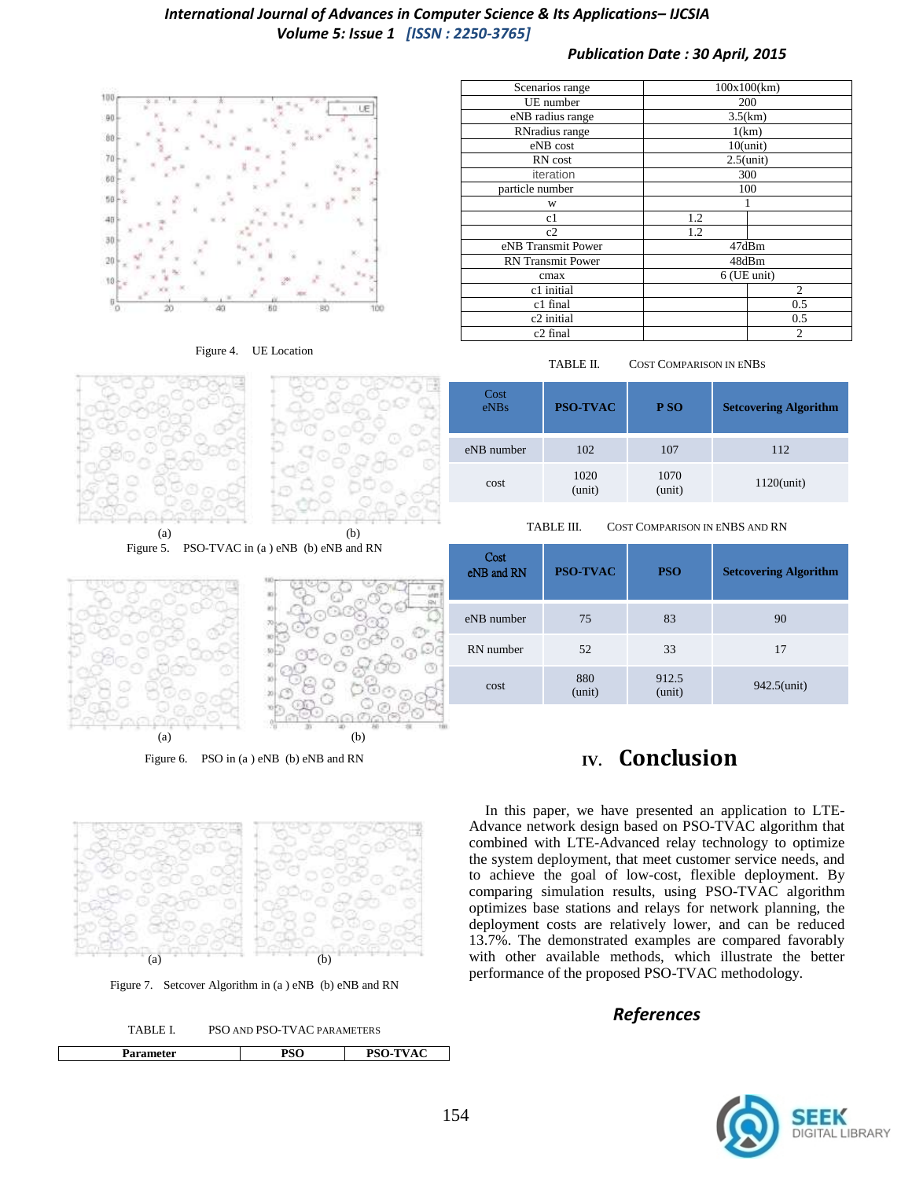Figure 4. UE Location

Figure 5. PSO-TVAC in (a ) eNB (b) eNB and RN

Figure 6. PSO in (a ) eNB (b) eNB and RN

Figure 7. Setcover Algorithm in (a ) eNB (b) eNB and RN

TABLE I. PSO AND PSO-TVAC PARAMETERS

| Parameter | PSO | PSO-TVAC |
|---|---|---|
| Scenarios range | 100x100(km) | |
| UE number | 200 | |
| eNB radius range | 3.5(km) | |
| RNradius range | 1(km) | |
| eNB cost | 10(unit) | |
| RN cost | 2.5(unit) | |
| iteration | 300 | |
| particle number | 100 | |
| w | 1 | |
| c1 | 1.2 | |
| c2 | 1.2 | |
| eNB Transmit Power | 47dBm | |
| RN Transmit Power | 48dBm | |
| cmax | 6 (UE unit) | |
| c1 initial | | 2 |
| c1 final | | 0.5 |
| c2 initial | | 0.5 |
| c2 final | | 2 |

TABLE II. COST COMPARISON IN ENBS

| Cost eNBs | PSO-TVAC | P SO | Setcovering Algorithm |
|---|---|---|---|
| eNB number | 102 | 107 | 112 |
| cost | 1020 (unit) | 1070 (unit) | 1120(unit) |

TABLE III. COST COMPARISON IN ENBS AND RN

| Cost eNB and RN | PSO-TVAC | PSO | Setcovering Algorithm |
|---|---|---|---|
| eNB number | 75 | 83 | 90 |
| RN number | 52 | 33 | 17 |
| cost | 880 (unit) | 912.5 (unit) | 942.5(unit) |

## IV. Conclusion

In this paper, we have presented an application to LTE-Advance network design based on PSO-TVAC algorithm that combined with LTE-Advanced relay technology to optimize the system deployment, that meet customer service needs, and to achieve the goal of low-cost, flexible deployment. By comparing simulation results, using PSO-TVAC algorithm optimizes base stations and relays for network planning, the deployment costs are relatively lower, and can be reduced 13.7%. The demonstrated examples are compared favorably with other available methods, which illustrate the better performance of the proposed PSO-TVAC methodology.

## References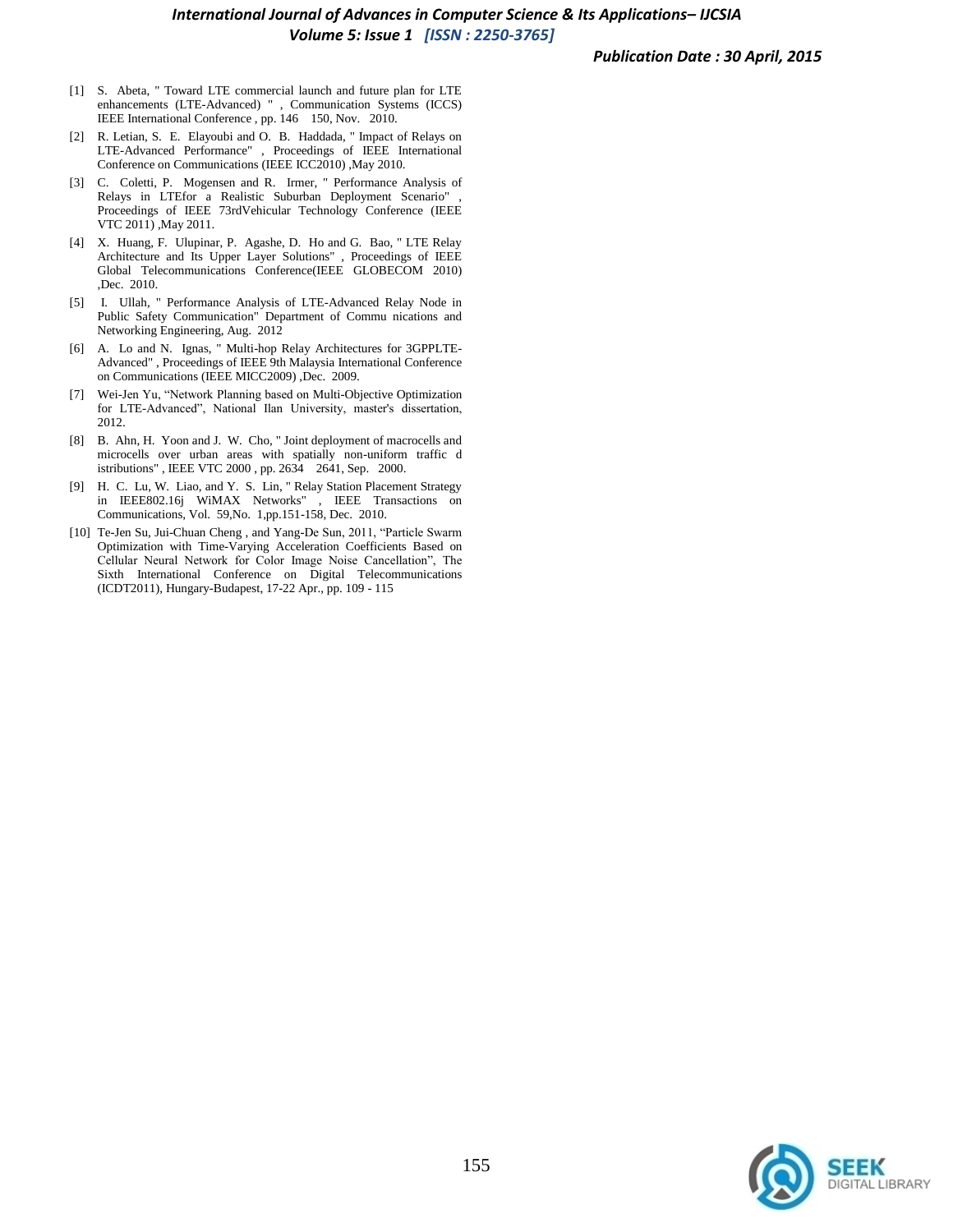[1] S. Abeta, " Toward LTE commercial launch and future plan for LTE enhancements (LTE-Advanced) " , Communication Systems (ICCS) IEEE International Conference , pp. 146 150, Nov. 2010.

[2] R. Letian, S. E. Elayoubi and O. B. Haddada, " Impact of Relays on LTE-Advanced Performance" , Proceedings of IEEE International Conference on Communications (IEEE ICC2010) ,May 2010.

[3] C. Coletti, P. Mogensen and R. Irmer, " Performance Analysis of Relays in LTEfor a Realistic Suburban Deployment Scenario" , Proceedings of IEEE 73rdVehicular Technology Conference (IEEE VTC 2011) ,May 2011.

[4] X. Huang, F. Ulupinar, P. Agashe, D. Ho and G. Bao, " LTE Relay Architecture and Its Upper Layer Solutions" , Proceedings of IEEE Global Telecommunications Conference(IEEE GLOBECOM 2010) ,Dec. 2010.

[5] I. Ullah, " Performance Analysis of LTE-Advanced Relay Node in Public Safety Communication" Department of Commu nications and Networking Engineering, Aug. 2012

[6] A. Lo and N. Ignas, " Multi-hop Relay Architectures for 3GPPLTE-Advanced" , Proceedings of IEEE 9th Malaysia International Conference on Communications (IEEE MICC2009) ,Dec. 2009.

[7] Wei-Jen Yu, "Network Planning based on Multi-Objective Optimization for LTE-Advanced", National Ilan University, master's dissertation, 2012.

[8] B. Ahn, H. Yoon and J. W. Cho, " Joint deployment of macrocells and microcells over urban areas with spatially non-uniform traffic d istributions" , IEEE VTC 2000 , pp. 2634 2641, Sep. 2000.

[9] H. C. Lu, W. Liao, and Y. S. Lin, " Relay Station Placement Strategy in IEEE802.16j WiMAX Networks" , IEEE Transactions on Communications, Vol. 59,No. 1,pp.151-158, Dec. 2010.

[10] Te-Jen Su, Jui-Chuan Cheng , and Yang-De Sun, 2011, "Particle Swarm Optimization with Time-Varying Acceleration Coefficients Based on Cellular Neural Network for Color Image Noise Cancellation", The Sixth International Conference on Digital Telecommunications (ICDT2011), Hungary-Budapest, 17-22 Apr., pp. 109 - 115